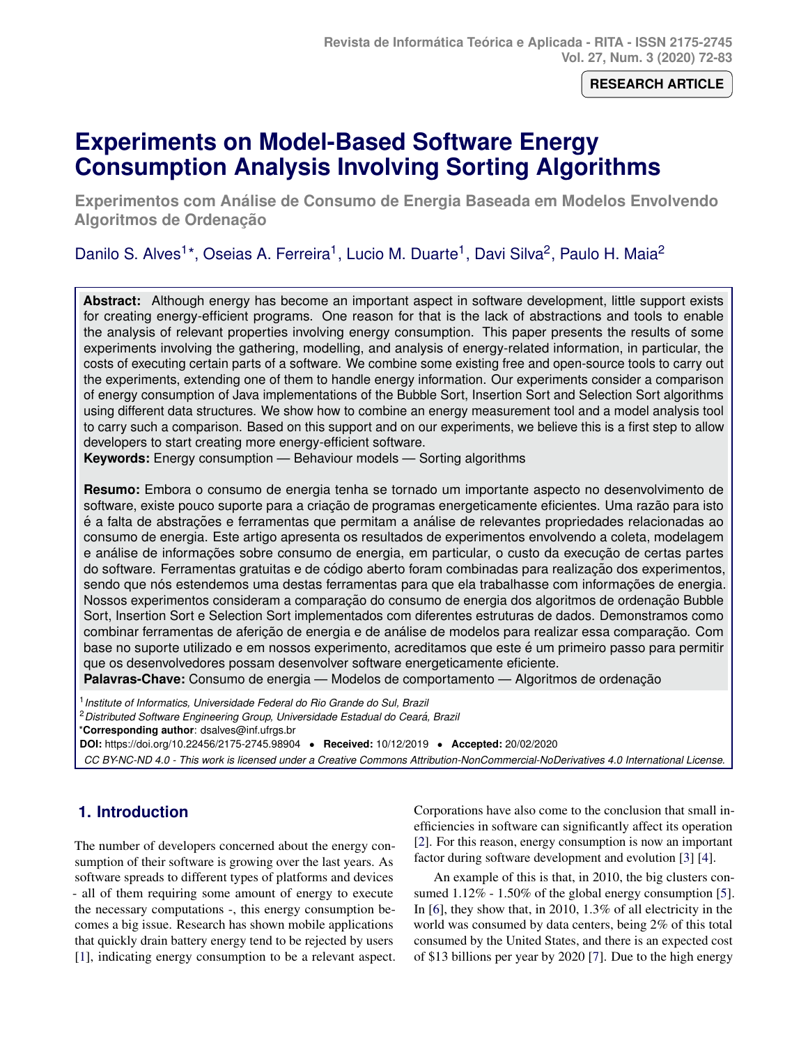RESEARCH ARTICLE

# Experiments on Model-Based Software Energy Consumption Analysis Involving Sorting Algorithms

## Experimentos com Análise de Consumo de Energia Baseada em Modelos Envolvendo Algoritmos de Ordenação

Danilo S. Alves[1]*, Oseias A. Ferreira[1], Lucio M. Duarte[1], Davi Silva[2], Paulo H. Maia[2]

**Abstract:** Although energy has become an important aspect in software development, little support exists for creating energy-efficient programs. One reason for that is the lack of abstractions and tools to enable the analysis of relevant properties involving energy consumption. This paper presents the results of some experiments involving the gathering, modelling, and analysis of energy-related information, in particular, the costs of executing certain parts of a software. We combine some existing free and open-source tools to carry out the experiments, extending one of them to handle energy information. Our experiments consider a comparison of energy consumption of Java implementations of the Bubble Sort, Insertion Sort and Selection Sort algorithms using different data structures. We show how to combine an energy measurement tool and a model analysis tool to carry such a comparison. Based on this support and on our experiments, we believe this is a first step to allow developers to start creating more energy-efficient software.
**Keywords:** Energy consumption — Behaviour models — Sorting algorithms

**Resumo:** Embora o consumo de energia tenha se tornado um importante aspecto no desenvolvimento de software, existe pouco suporte para a criação de programas energeticamente eficientes. Uma razão para isto é a falta de abstrações e ferramentas que permitam a análise de relevantes propriedades relacionadas ao consumo de energia. Este artigo apresenta os resultados de experimentos envolvendo a coleta, modelagem e análise de informações sobre consumo de energia, em particular, o custo da execução de certas partes do software. Ferramentas gratuitas e de código aberto foram combinadas para realização dos experimentos, sendo que nós estendemos uma destas ferramentas para que ela trabalhasse com informações de energia. Nossos experimentos consideram a comparação do consumo de energia dos algoritmos de ordenação Bubble Sort, Insertion Sort e Selection Sort implementados com diferentes estruturas de dados. Demonstramos como combinar ferramentas de aferição de energia e de análise de modelos para realizar essa comparação. Com base no suporte utilizado e em nossos experimento, acreditamos que este é um primeiro passo para permitir que os desenvolvedores possam desenvolver software energeticamente eficiente.
**Palavras-Chave:** Consumo de energia — Modelos de comportamento — Algoritmos de ordenação

[1] *Institute of Informatics, Universidade Federal do Rio Grande do Sul, Brazil*
[2] *Distributed Software Engineering Group, Universidade Estadual do Ceará, Brazil*
***Corresponding author**: dsalves@inf.ufrgs.br
**DOI:** https://doi.org/10.22456/2175-2745.98904 • **Received:** 10/12/2019 • **Accepted:** 20/02/2020
*CC BY-NC-ND 4.0 - This work is licensed under a Creative Commons Attribution-NonCommercial-NoDerivatives 4.0 International License.*

## 1. Introduction

The number of developers concerned about the energy consumption of their software is growing over the last years. As software spreads to different types of platforms and devices - all of them requiring some amount of energy to execute the necessary computations -, this energy consumption becomes a big issue. Research has shown mobile applications that quickly drain battery energy tend to be rejected by users [1], indicating energy consumption to be a relevant aspect. Corporations have also come to the conclusion that small inefficiencies in software can significantly affect its operation [2]. For this reason, energy consumption is now an important factor during software development and evolution [3] [4].

An example of this is that, in 2010, the big clusters consumed 1.12% - 1.50% of the global energy consumption [5]. In [6], they show that, in 2010, 1.3% of all electricity in the world was consumed by data centers, being 2% of this total consumed by the United States, and there is an expected cost of $13 billions per year by 2020 [7]. Due to the high energy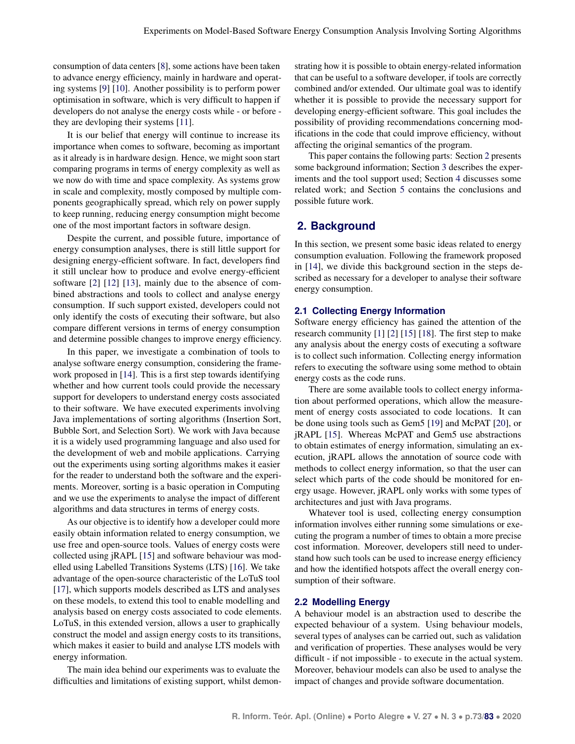consumption of data centers [8], some actions have been taken to advance energy efficiency, mainly in hardware and operating systems [9] [10]. Another possibility is to perform power optimisation in software, which is very difficult to happen if developers do not analyse the energy costs while - or before - they are devloping their systems [11].

It is our belief that energy will continue to increase its importance when comes to software, becoming as important as it already is in hardware design. Hence, we might soon start comparing programs in terms of energy complexity as well as we now do with time and space complexity. As systems grow in scale and complexity, mostly composed by multiple components geographically spread, which rely on power supply to keep running, reducing energy consumption might become one of the most important factors in software design.

Despite the current, and possible future, importance of energy consumption analyses, there is still little support for designing energy-efficient software. In fact, developers find it still unclear how to produce and evolve energy-efficient software [2] [12] [13], mainly due to the absence of combined abstractions and tools to collect and analyse energy consumption. If such support existed, developers could not only identify the costs of executing their software, but also compare different versions in terms of energy consumption and determine possible changes to improve energy efficiency.

In this paper, we investigate a combination of tools to analyse software energy consumption, considering the framework proposed in [14]. This is a first step towards identifying whether and how current tools could provide the necessary support for developers to understand energy costs associated to their software. We have executed experiments involving Java implementations of sorting algorithms (Insertion Sort, Bubble Sort, and Selection Sort). We work with Java because it is a widely used programming language and also used for the development of web and mobile applications. Carrying out the experiments using sorting algorithms makes it easier for the reader to understand both the software and the experiments. Moreover, sorting is a basic operation in Computing and we use the experiments to analyse the impact of different algorithms and data structures in terms of energy costs.

As our objective is to identify how a developer could more easily obtain information related to energy consumption, we use free and open-source tools. Values of energy costs were collected using jRAPL [15] and software behaviour was modelled using Labelled Transitions Systems (LTS) [16]. We take advantage of the open-source characteristic of the LoTuS tool [17], which supports models described as LTS and analyses on these models, to extend this tool to enable modelling and analysis based on energy costs associated to code elements. LoTuS, in this extended version, allows a user to graphically construct the model and assign energy costs to its transitions, which makes it easier to build and analyse LTS models with energy information.

The main idea behind our experiments was to evaluate the difficulties and limitations of existing support, whilst demonstrating how it is possible to obtain energy-related information that can be useful to a software developer, if tools are correctly combined and/or extended. Our ultimate goal was to identify whether it is possible to provide the necessary support for developing energy-efficient software. This goal includes the possibility of providing recommendations concerning modifications in the code that could improve efficiency, without affecting the original semantics of the program.

This paper contains the following parts: Section 2 presents some background information; Section 3 describes the experiments and the tool support used; Section 4 discusses some related work; and Section 5 contains the conclusions and possible future work.

## 2. Background

In this section, we present some basic ideas related to energy consumption evaluation. Following the framework proposed in [14], we divide this background section in the steps described as necessary for a developer to analyse their software energy consumption.

### 2.1 Collecting Energy Information

Software energy efficiency has gained the attention of the research community [1] [2] [15] [18]. The first step to make any analysis about the energy costs of executing a software is to collect such information. Collecting energy information refers to executing the software using some method to obtain energy costs as the code runs.

There are some available tools to collect energy information about performed operations, which allow the measurement of energy costs associated to code locations. It can be done using tools such as Gem5 [19] and McPAT [20], or jRAPL [15]. Whereas McPAT and Gem5 use abstractions to obtain estimates of energy information, simulating an execution, jRAPL allows the annotation of source code with methods to collect energy information, so that the user can select which parts of the code should be monitored for energy usage. However, jRAPL only works with some types of architectures and just with Java programs.

Whatever tool is used, collecting energy consumption information involves either running some simulations or executing the program a number of times to obtain a more precise cost information. Moreover, developers still need to understand how such tools can be used to increase energy efficiency and how the identified hotspots affect the overall energy consumption of their software.

### 2.2 Modelling Energy

A behaviour model is an abstraction used to describe the expected behaviour of a system. Using behaviour models, several types of analyses can be carried out, such as validation and verification of properties. These analyses would be very difficult - if not impossible - to execute in the actual system. Moreover, behaviour models can also be used to analyse the impact of changes and provide software documentation.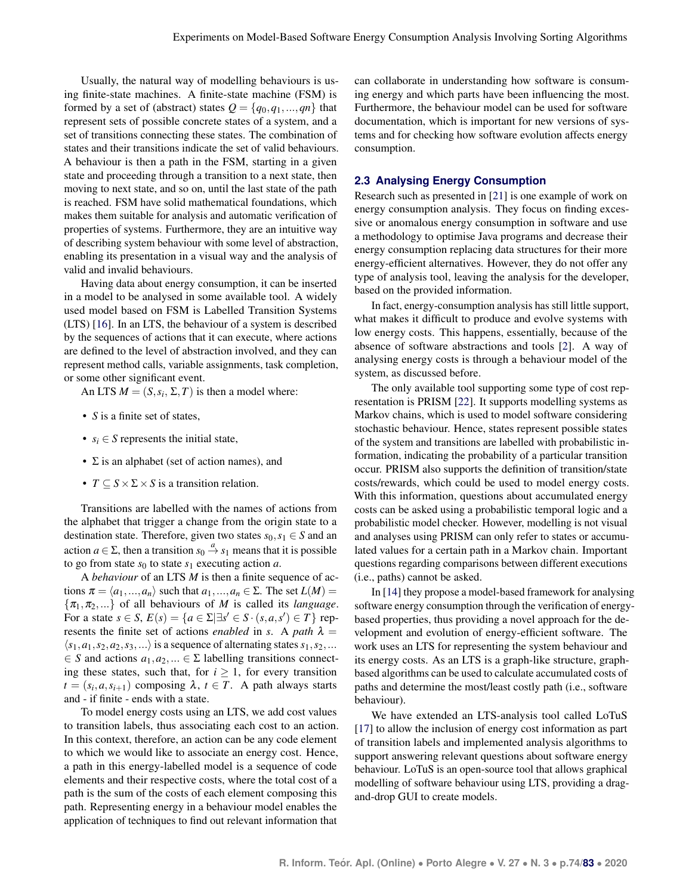Usually, the natural way of modelling behaviours is using finite-state machines. A finite-state machine (FSM) is formed by a set of (abstract) states $Q = \{q_0, q_1, ..., qn\}$ that represent sets of possible concrete states of a system, and a set of transitions connecting these states. The combination of states and their transitions indicate the set of valid behaviours. A behaviour is then a path in the FSM, starting in a given state and proceeding through a transition to a next state, then moving to next state, and so on, until the last state of the path is reached. FSM have solid mathematical foundations, which makes them suitable for analysis and automatic verification of properties of systems. Furthermore, they are an intuitive way of describing system behaviour with some level of abstraction, enabling its presentation in a visual way and the analysis of valid and invalid behaviours.

Having data about energy consumption, it can be inserted in a model to be analysed in some available tool. A widely used model based on FSM is Labelled Transition Systems (LTS) [16]. In an LTS, the behaviour of a system is described by the sequences of actions that it can execute, where actions are defined to the level of abstraction involved, and they can represent method calls, variable assignments, task completion, or some other significant event.

An LTS $M = (S, s_i, \Sigma, T)$ is then a model where:

- $S$ is a finite set of states,
- $s_i \in S$ represents the initial state,
- $\Sigma$ is an alphabet (set of action names), and
- $T \subseteq S \times \Sigma \times S$ is a transition relation.

Transitions are labelled with the names of actions from the alphabet that trigger a change from the origin state to a destination state. Therefore, given two states $s_0, s_1 \in S$ and an action $a \in \Sigma$, then a transition $s_0 \xrightarrow{a} s_1$ means that it is possible to go from state $s_0$ to state $s_1$ executing action $a$.

A *behaviour* of an LTS $M$ is then a finite sequence of actions $\pi = \langle a_1, ..., a_n \rangle$ such that $a_1, ..., a_n \in \Sigma$. The set $L(M) = \{\pi_1, \pi_2, ...\}$ of all behaviours of $M$ is called its *language*. For a state $s \in S$, $E(s) = \{a \in \Sigma | \exists s' \in S \cdot (s, a, s') \in T\}$ represents the finite set of actions *enabled* in $s$. A *path* $\lambda = \langle s_1, a_1, s_2, a_2, s_3, ... \rangle$ is a sequence of alternating states $s_1, s_2, ... \in S$ and actions $a_1, a_2, ... \in \Sigma$ labelling transitions connecting these states, such that, for $i \geq 1$, for every transition $t = (s_i, a, s_{i+1})$ composing $\lambda$, $t \in T$. A path always starts and - if finite - ends with a state.

To model energy costs using an LTS, we add cost values to transition labels, thus associating each cost to an action. In this context, therefore, an action can be any code element to which we would like to associate an energy cost. Hence, a path in this energy-labelled model is a sequence of code elements and their respective costs, where the total cost of a path is the sum of the costs of each element composing this path. Representing energy in a behaviour model enables the application of techniques to find out relevant information that can collaborate in understanding how software is consuming energy and which parts have been influencing the most. Furthermore, the behaviour model can be used for software documentation, which is important for new versions of systems and for checking how software evolution affects energy consumption.

## 2.3 Analysing Energy Consumption

Research such as presented in [21] is one example of work on energy consumption analysis. They focus on finding excessive or anomalous energy consumption in software and use a methodology to optimise Java programs and decrease their energy consumption replacing data structures for their more energy-efficient alternatives. However, they do not offer any type of analysis tool, leaving the analysis for the developer, based on the provided information.

In fact, energy-consumption analysis has still little support, what makes it difficult to produce and evolve systems with low energy costs. This happens, essentially, because of the absence of software abstractions and tools [2]. A way of analysing energy costs is through a behaviour model of the system, as discussed before.

The only available tool supporting some type of cost representation is PRISM [22]. It supports modelling systems as Markov chains, which is used to model software considering stochastic behaviour. Hence, states represent possible states of the system and transitions are labelled with probabilistic information, indicating the probability of a particular transition occur. PRISM also supports the definition of transition/state costs/rewards, which could be used to model energy costs. With this information, questions about accumulated energy costs can be asked using a probabilistic temporal logic and a probabilistic model checker. However, modelling is not visual and analyses using PRISM can only refer to states or accumulated values for a certain path in a Markov chain. Important questions regarding comparisons between different executions (i.e., paths) cannot be asked.

In [14] they propose a model-based framework for analysing software energy consumption through the verification of energy-based properties, thus providing a novel approach for the development and evolution of energy-efficient software. The work uses an LTS for representing the system behaviour and its energy costs. As an LTS is a graph-like structure, graph-based algorithms can be used to calculate accumulated costs of paths and determine the most/least costly path (i.e., software behaviour).

We have extended an LTS-analysis tool called LoTuS [17] to allow the inclusion of energy cost information as part of transition labels and implemented analysis algorithms to support answering relevant questions about software energy behaviour. LoTuS is an open-source tool that allows graphical modelling of software behaviour using LTS, providing a drag-and-drop GUI to create models.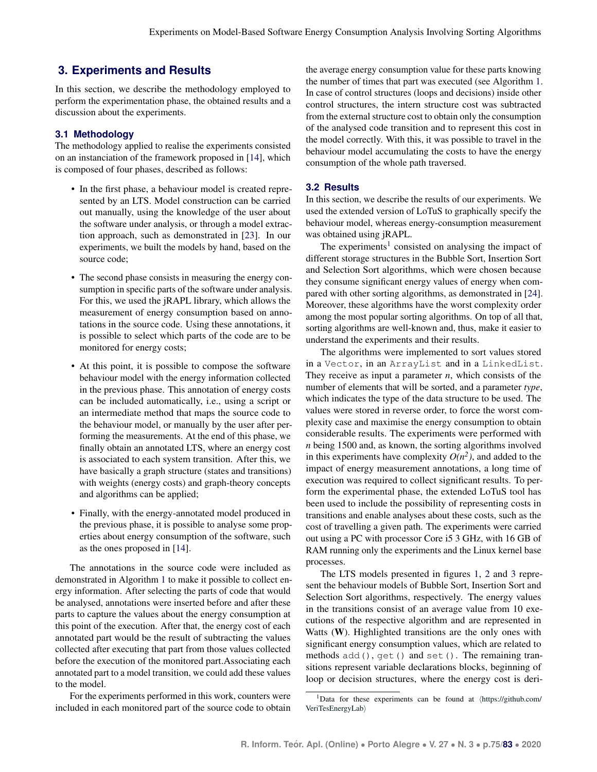## 3. Experiments and Results

In this section, we describe the methodology employed to perform the experimentation phase, the obtained results and a discussion about the experiments.

### 3.1 Methodology

The methodology applied to realise the experiments consisted on an instanciation of the framework proposed in [14], which is composed of four phases, described as follows:

- In the first phase, a behaviour model is created represented by an LTS. Model construction can be carried out manually, using the knowledge of the user about the software under analysis, or through a model extraction approach, such as demonstrated in [23]. In our experiments, we built the models by hand, based on the source code;
- The second phase consists in measuring the energy consumption in specific parts of the software under analysis. For this, we used the jRAPL library, which allows the measurement of energy consumption based on annotations in the source code. Using these annotations, it is possible to select which parts of the code are to be monitored for energy costs;
- At this point, it is possible to compose the software behaviour model with the energy information collected in the previous phase. This annotation of energy costs can be included automatically, i.e., using a script or an intermediate method that maps the source code to the behaviour model, or manually by the user after performing the measurements. At the end of this phase, we finally obtain an annotated LTS, where an energy cost is associated to each system transition. After this, we have basically a graph structure (states and transitions) with weights (energy costs) and graph-theory concepts and algorithms can be applied;
- Finally, with the energy-annotated model produced in the previous phase, it is possible to analyse some properties about energy consumption of the software, such as the ones proposed in [14].

The annotations in the source code were included as demonstrated in Algorithm 1 to make it possible to collect energy information. After selecting the parts of code that would be analysed, annotations were inserted before and after these parts to capture the values about the energy consumption at this point of the execution. After that, the energy cost of each annotated part would be the result of subtracting the values collected after executing that part from those values collected before the execution of the monitored part.Associating each annotated part to a model transition, we could add these values to the model.

For the experiments performed in this work, counters were included in each monitored part of the source code to obtain the average energy consumption value for these parts knowing the number of times that part was executed (see Algorithm 1. In case of control structures (loops and decisions) inside other control structures, the intern structure cost was subtracted from the external structure cost to obtain only the consumption of the analysed code transition and to represent this cost in the model correctly. With this, it was possible to travel in the behaviour model accumulating the costs to have the energy consumption of the whole path traversed.

### 3.2 Results

In this section, we describe the results of our experiments. We used the extended version of LoTuS to graphically specify the behaviour model, whereas energy-consumption measurement was obtained using jRAPL.

The experiments[1] consisted on analysing the impact of different storage structures in the Bubble Sort, Insertion Sort and Selection Sort algorithms, which were chosen because they consume significant energy values of energy when compared with other sorting algorithms, as demonstrated in [24]. Moreover, these algorithms have the worst complexity order among the most popular sorting algorithms. On top of all that, sorting algorithms are well-known and, thus, make it easier to understand the experiments and their results.

The algorithms were implemented to sort values stored in a `Vector`, in an `ArrayList` and in a `LinkedList`. They receive as input a parameter $n$, which consists of the number of elements that will be sorted, and a parameter *type*, which indicates the type of the data structure to be used. The values were stored in reverse order, to force the worst complexity case and maximise the energy consumption to obtain considerable results. The experiments were performed with $n$ being 1500 and, as known, the sorting algorithms involved in this experiments have complexity $O(n^2)$, and added to the impact of energy measurement annotations, a long time of execution was required to collect significant results. To perform the experimental phase, the extended LoTuS tool has been used to include the possibility of representing costs in transitions and enable analyses about these costs, such as the cost of travelling a given path. The experiments were carried out using a PC with processor Core i5 3 GHz, with 16 GB of RAM running only the experiments and the Linux kernel base processes.

The LTS models presented in figures 1, 2 and 3 represent the behaviour models of Bubble Sort, Insertion Sort and Selection Sort algorithms, respectively. The energy values in the transitions consist of an average value from 10 executions of the respective algorithm and are represented in Watts (**W**). Highlighted transitions are the only ones with significant energy consumption values, which are related to methods `add()`, `get()` and `set()`. The remaining transitions represent variable declarations blocks, beginning of loop or decision structures, where the energy cost is deri-

[1] Data for these experiments can be found at ⟨https://github.com/VeriTesEnergyLab⟩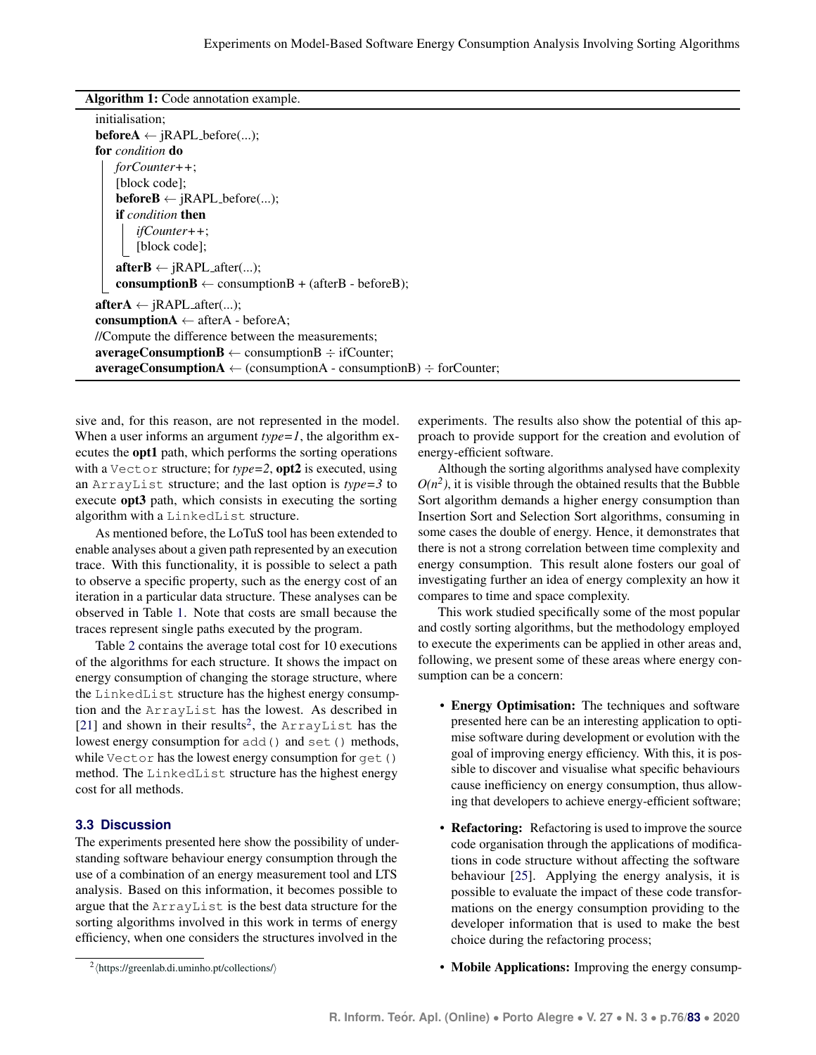**Algorithm 1:** Code annotation example.

```
initialisation;
beforeA ← jRAPL_before(...);
for condition do
    forCounter++;
    [block code];
    beforeB ← jRAPL_before(...);
    if condition then
        ifCounter++;
        [block code];
    afterB ← jRAPL_after(...);
    consumptionB ← consumptionB + (afterB - beforeB);
afterA ← jRAPL_after(...);
consumptionA ← afterA - beforeA;
//Compute the difference between the measurements;
averageConsumptionB ← consumptionB ÷ ifCounter;
averageConsumptionA ← (consumptionA - consumptionB) ÷ forCounter;
```

sive and, for this reason, are not represented in the model. When a user informs an argument *type=1*, the algorithm executes the **opt1** path, which performs the sorting operations with a `Vector` structure; for *type=2*, **opt2** is executed, using an `ArrayList` structure; and the last option is *type=3* to execute **opt3** path, which consists in executing the sorting algorithm with a `LinkedList` structure.

As mentioned before, the LoTuS tool has been extended to enable analyses about a given path represented by an execution trace. With this functionality, it is possible to select a path to observe a specific property, such as the energy cost of an iteration in a particular data structure. These analyses can be observed in Table 1. Note that costs are small because the traces represent single paths executed by the program.

Table 2 contains the average total cost for 10 executions of the algorithms for each structure. It shows the impact on energy consumption of changing the storage structure, where the `LinkedList` structure has the highest energy consumption and the `ArrayList` has the lowest. As described in [21] and shown in their results[2], the `ArrayList` has the lowest energy consumption for `add()` and `set()` methods, while `Vector` has the lowest energy consumption for `get()` method. The `LinkedList` structure has the highest energy cost for all methods.

### 3.3 Discussion

The experiments presented here show the possibility of understanding software behaviour energy consumption through the use of a combination of an energy measurement tool and LTS analysis. Based on this information, it becomes possible to argue that the `ArrayList` is the best data structure for the sorting algorithms involved in this work in terms of energy efficiency, when one considers the structures involved in the experiments. The results also show the potential of this approach to provide support for the creation and evolution of energy-efficient software.

Although the sorting algorithms analysed have complexity $O(n^2)$, it is visible through the obtained results that the Bubble Sort algorithm demands a higher energy consumption than Insertion Sort and Selection Sort algorithms, consuming in some cases the double of energy. Hence, it demonstrates that there is not a strong correlation between time complexity and energy consumption. This result alone fosters our goal of investigating further an idea of energy complexity an how it compares to time and space complexity.

This work studied specifically some of the most popular and costly sorting algorithms, but the methodology employed to execute the experiments can be applied in other areas and, following, we present some of these areas where energy consumption can be a concern:

- **Energy Optimisation:** The techniques and software presented here can be an interesting application to optimise software during development or evolution with the goal of improving energy efficiency. With this, it is possible to discover and visualise what specific behaviours cause inefficiency on energy consumption, thus allowing that developers to achieve energy-efficient software;
- **Refactoring:** Refactoring is used to improve the source code organisation through the applications of modifications in code structure without affecting the software behaviour [25]. Applying the energy analysis, it is possible to evaluate the impact of these code transformations on the energy consumption providing to the developer information that is used to make the best choice during the refactoring process;
- **Mobile Applications:** Improving the energy consump-

[2] ⟨https://greenlab.di.uminho.pt/collections/⟩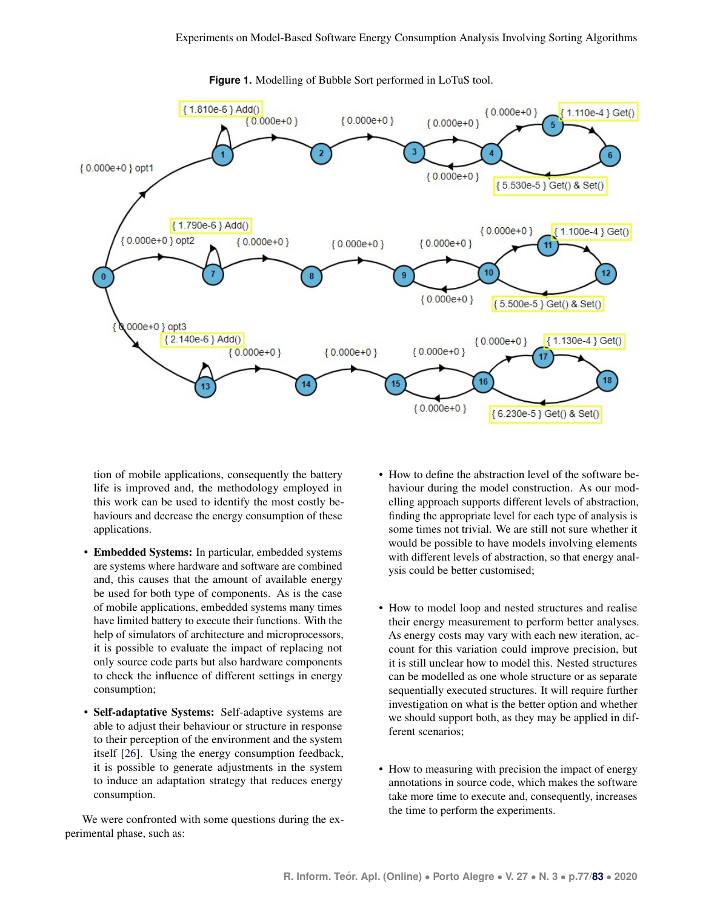**Figure 1.** Modelling of Bubble Sort performed in LoTuS tool.

tion of mobile applications, consequently the battery life is improved and, the methodology employed in this work can be used to identify the most costly behaviours and decrease the energy consumption of these applications.

- **Embedded Systems:** In particular, embedded systems are systems where hardware and software are combined and, this causes that the amount of available energy be used for both type of components. As is the case of mobile applications, embedded systems many times have limited battery to execute their functions. With the help of simulators of architecture and microprocessors, it is possible to evaluate the impact of replacing not only source code parts but also hardware components to check the influence of different settings in energy consumption;
- **Self-adaptative Systems:** Self-adaptive systems are able to adjust their behaviour or structure in response to their perception of the environment and the system itself [26]. Using the energy consumption feedback, it is possible to generate adjustments in the system to induce an adaptation strategy that reduces energy consumption.

We were confronted with some questions during the experimental phase, such as:

- How to define the abstraction level of the software behaviour during the model construction. As our modelling approach supports different levels of abstraction, finding the appropriate level for each type of analysis is some times not trivial. We are still not sure whether it would be possible to have models involving elements with different levels of abstraction, so that energy analysis could be better customised;
- How to model loop and nested structures and realise their energy measurement to perform better analyses. As energy costs may vary with each new iteration, account for this variation could improve precision, but it is still unclear how to model this. Nested structures can be modelled as one whole structure or as separate sequentially executed structures. It will require further investigation on what is the better option and whether we should support both, as they may be applied in different scenarios;
- How to measuring with precision the impact of energy annotations in source code, which makes the software take more time to execute and, consequently, increases the time to perform the experiments.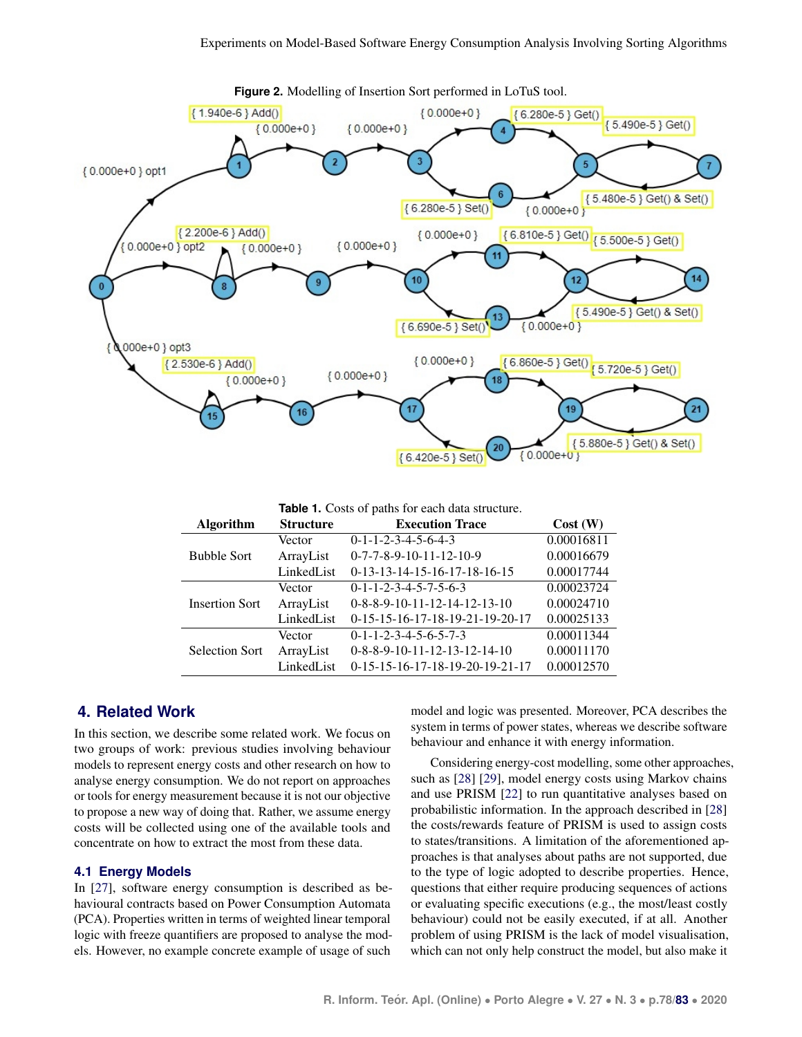**Figure 2.** Modelling of Insertion Sort performed in LoTuS tool.

**Table 1.** Costs of paths for each data structure.

| Algorithm | Structure | Execution Trace | Cost (W) |
|---|---|---|---|
| Bubble Sort | Vector | 0-1-1-2-3-4-5-6-4-3 | 0.00016811 |
| | ArrayList | 0-7-7-8-9-10-11-12-10-9 | 0.00016679 |
| | LinkedList | 0-13-13-14-15-16-17-18-16-15 | 0.00017744 |
| Insertion Sort | Vector | 0-1-1-2-3-4-5-7-5-6-3 | 0.00023724 |
| | ArrayList | 0-8-8-9-10-11-12-14-12-13-10 | 0.00024710 |
| | LinkedList | 0-15-15-16-17-18-19-21-19-20-17 | 0.00025133 |
| Selection Sort | Vector | 0-1-1-2-3-4-5-6-5-7-3 | 0.00011344 |
| | ArrayList | 0-8-8-9-10-11-12-13-12-14-10 | 0.00011170 |
| | LinkedList | 0-15-15-16-17-18-19-20-19-21-17 | 0.00012570 |

## 4. Related Work

In this section, we describe some related work. We focus on two groups of work: previous studies involving behaviour models to represent energy costs and other research on how to analyse energy consumption. We do not report on approaches or tools for energy measurement because it is not our objective to propose a new way of doing that. Rather, we assume energy costs will be collected using one of the available tools and concentrate on how to extract the most from these data.

### 4.1 Energy Models

In [27], software energy consumption is described as behavioural contracts based on Power Consumption Automata (PCA). Properties written in terms of weighted linear temporal logic with freeze quantifiers are proposed to analyse the models. However, no example concrete example of usage of such model and logic was presented. Moreover, PCA describes the system in terms of power states, whereas we describe software behaviour and enhance it with energy information.

Considering energy-cost modelling, some other approaches, such as [28] [29], model energy costs using Markov chains and use PRISM [22] to run quantitative analyses based on probabilistic information. In the approach described in [28] the costs/rewards feature of PRISM is used to assign costs to states/transitions. A limitation of the aforementioned approaches is that analyses about paths are not supported, due to the type of logic adopted to describe properties. Hence, questions that either require producing sequences of actions or evaluating specific executions (e.g., the most/least costly behaviour) could not be easily executed, if at all. Another problem of using PRISM is the lack of model visualisation, which can not only help construct the model, but also make it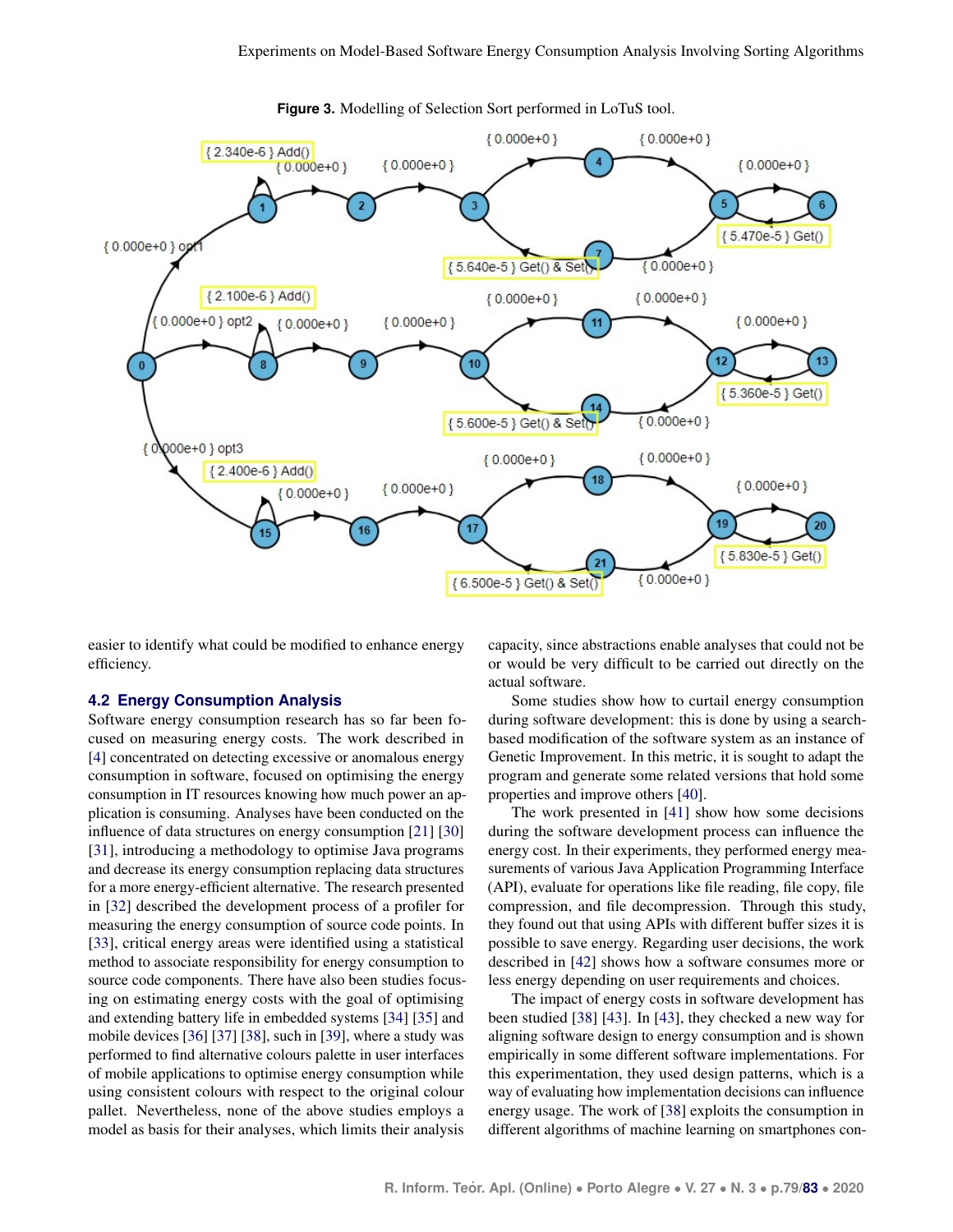**Figure 3.** Modelling of Selection Sort performed in LoTuS tool.

easier to identify what could be modified to enhance energy efficiency.

### 4.2 Energy Consumption Analysis

Software energy consumption research has so far been focused on measuring energy costs. The work described in [4] concentrated on detecting excessive or anomalous energy consumption in software, focused on optimising the energy consumption in IT resources knowing how much power an application is consuming. Analyses have been conducted on the influence of data structures on energy consumption [21] [30] [31], introducing a methodology to optimise Java programs and decrease its energy consumption replacing data structures for a more energy-efficient alternative. The research presented in [32] described the development process of a profiler for measuring the energy consumption of source code points. In [33], critical energy areas were identified using a statistical method to associate responsibility for energy consumption to source code components. There have also been studies focusing on estimating energy costs with the goal of optimising and extending battery life in embedded systems [34] [35] and mobile devices [36] [37] [38], such in [39], where a study was performed to find alternative colours palette in user interfaces of mobile applications to optimise energy consumption while using consistent colours with respect to the original colour pallet. Nevertheless, none of the above studies employs a model as basis for their analyses, which limits their analysis capacity, since abstractions enable analyses that could not be or would be very difficult to be carried out directly on the actual software.

Some studies show how to curtail energy consumption during software development: this is done by using a search-based modification of the software system as an instance of Genetic Improvement. In this metric, it is sought to adapt the program and generate some related versions that hold some properties and improve others [40].

The work presented in [41] show how some decisions during the software development process can influence the energy cost. In their experiments, they performed energy measurements of various Java Application Programming Interface (API), evaluate for operations like file reading, file copy, file compression, and file decompression. Through this study, they found out that using APIs with different buffer sizes it is possible to save energy. Regarding user decisions, the work described in [42] shows how a software consumes more or less energy depending on user requirements and choices.

The impact of energy costs in software development has been studied [38] [43]. In [43], they checked a new way for aligning software design to energy consumption and is shown empirically in some different software implementations. For this experimentation, they used design patterns, which is a way of evaluating how implementation decisions can influence energy usage. The work of [38] exploits the consumption in different algorithms of machine learning on smartphones con-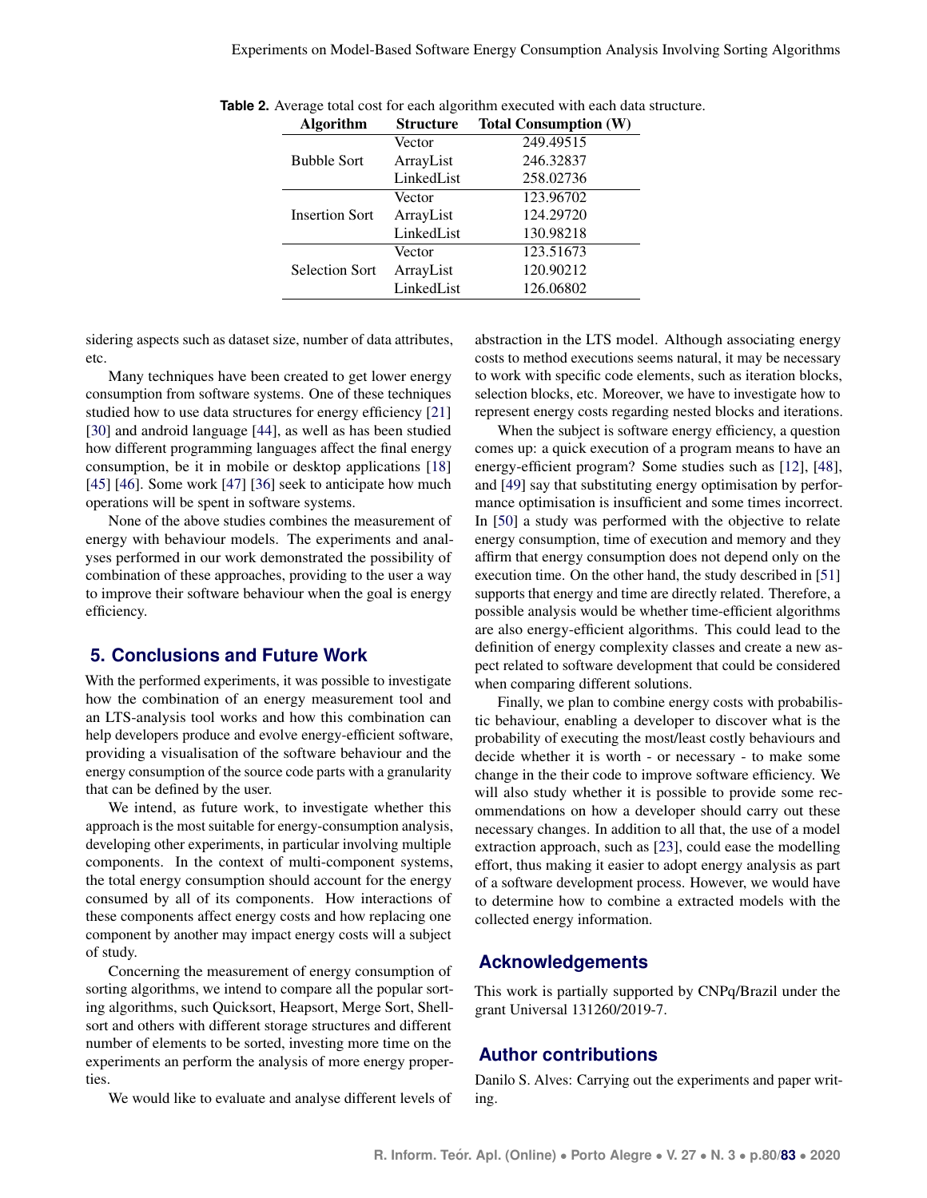**Table 2.** Average total cost for each algorithm executed with each data structure.

| Algorithm | Structure | Total Consumption (W) |
|---|---|---|
| Bubble Sort | Vector | 249.49515 |
| | ArrayList | 246.32837 |
| | LinkedList | 258.02736 |
| Insertion Sort | Vector | 123.96702 |
| | ArrayList | 124.29720 |
| | LinkedList | 130.98218 |
| Selection Sort | Vector | 123.51673 |
| | ArrayList | 120.90212 |
| | LinkedList | 126.06802 |

sidering aspects such as dataset size, number of data attributes, etc.

Many techniques have been created to get lower energy consumption from software systems. One of these techniques studied how to use data structures for energy efficiency [21] [30] and android language [44], as well as has been studied how different programming languages affect the final energy consumption, be it in mobile or desktop applications [18] [45] [46]. Some work [47] [36] seek to anticipate how much operations will be spent in software systems.

None of the above studies combines the measurement of energy with behaviour models. The experiments and analyses performed in our work demonstrated the possibility of combination of these approaches, providing to the user a way to improve their software behaviour when the goal is energy efficiency.

## 5. Conclusions and Future Work

With the performed experiments, it was possible to investigate how the combination of an energy measurement tool and an LTS-analysis tool works and how this combination can help developers produce and evolve energy-efficient software, providing a visualisation of the software behaviour and the energy consumption of the source code parts with a granularity that can be defined by the user.

We intend, as future work, to investigate whether this approach is the most suitable for energy-consumption analysis, developing other experiments, in particular involving multiple components. In the context of multi-component systems, the total energy consumption should account for the energy consumed by all of its components. How interactions of these components affect energy costs and how replacing one component by another may impact energy costs will a subject of study.

Concerning the measurement of energy consumption of sorting algorithms, we intend to compare all the popular sorting algorithms, such Quicksort, Heapsort, Merge Sort, Shellsort and others with different storage structures and different number of elements to be sorted, investing more time on the experiments an perform the analysis of more energy properties.

We would like to evaluate and analyse different levels of abstraction in the LTS model. Although associating energy costs to method executions seems natural, it may be necessary to work with specific code elements, such as iteration blocks, selection blocks, etc. Moreover, we have to investigate how to represent energy costs regarding nested blocks and iterations.

When the subject is software energy efficiency, a question comes up: a quick execution of a program means to have an energy-efficient program? Some studies such as [12], [48], and [49] say that substituting energy optimisation by performance optimisation is insufficient and some times incorrect. In [50] a study was performed with the objective to relate energy consumption, time of execution and memory and they affirm that energy consumption does not depend only on the execution time. On the other hand, the study described in [51] supports that energy and time are directly related. Therefore, a possible analysis would be whether time-efficient algorithms are also energy-efficient algorithms. This could lead to the definition of energy complexity classes and create a new aspect related to software development that could be considered when comparing different solutions.

Finally, we plan to combine energy costs with probabilistic behaviour, enabling a developer to discover what is the probability of executing the most/least costly behaviours and decide whether it is worth - or necessary - to make some change in the their code to improve software efficiency. We will also study whether it is possible to provide some recommendations on how a developer should carry out these necessary changes. In addition to all that, the use of a model extraction approach, such as [23], could ease the modelling effort, thus making it easier to adopt energy analysis as part of a software development process. However, we would have to determine how to combine a extracted models with the collected energy information.

## Acknowledgements

This work is partially supported by CNPq/Brazil under the grant Universal 131260/2019-7.

## Author contributions

Danilo S. Alves: Carrying out the experiments and paper writing.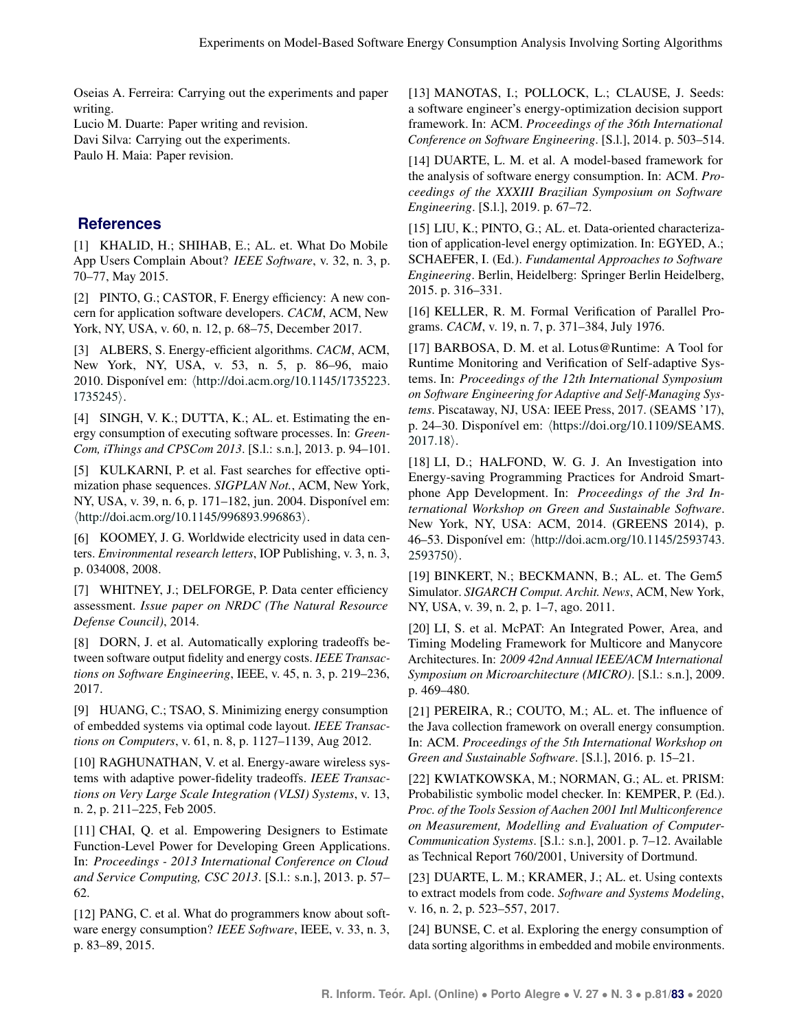Oseias A. Ferreira: Carrying out the experiments and paper writing.
Lucio M. Duarte: Paper writing and revision.
Davi Silva: Carrying out the experiments.
Paulo H. Maia: Paper revision.

## References

[1] KHALID, H.; SHIHAB, E.; AL. et. What Do Mobile App Users Complain About? *IEEE Software*, v. 32, n. 3, p. 70–77, May 2015.

[2] PINTO, G.; CASTOR, F. Energy efficiency: A new concern for application software developers. *CACM*, ACM, New York, NY, USA, v. 60, n. 12, p. 68–75, December 2017.

[3] ALBERS, S. Energy-efficient algorithms. *CACM*, ACM, New York, NY, USA, v. 53, n. 5, p. 86–96, maio 2010. Disponível em: ⟨http://doi.acm.org/10.1145/1735223.1735245⟩.

[4] SINGH, V. K.; DUTTA, K.; AL. et. Estimating the energy consumption of executing software processes. In: *GreenCom, iThings and CPSCom 2013*. [S.l.: s.n.], 2013. p. 94–101.

[5] KULKARNI, P. et al. Fast searches for effective optimization phase sequences. *SIGPLAN Not.*, ACM, New York, NY, USA, v. 39, n. 6, p. 171–182, jun. 2004. Disponível em: ⟨http://doi.acm.org/10.1145/996893.996863⟩.

[6] KOOMEY, J. G. Worldwide electricity used in data centers. *Environmental research letters*, IOP Publishing, v. 3, n. 3, p. 034008, 2008.

[7] WHITNEY, J.; DELFORGE, P. Data center efficiency assessment. *Issue paper on NRDC (The Natural Resource Defense Council)*, 2014.

[8] DORN, J. et al. Automatically exploring tradeoffs between software output fidelity and energy costs. *IEEE Transactions on Software Engineering*, IEEE, v. 45, n. 3, p. 219–236, 2017.

[9] HUANG, C.; TSAO, S. Minimizing energy consumption of embedded systems via optimal code layout. *IEEE Transactions on Computers*, v. 61, n. 8, p. 1127–1139, Aug 2012.

[10] RAGHUNATHAN, V. et al. Energy-aware wireless systems with adaptive power-fidelity tradeoffs. *IEEE Transactions on Very Large Scale Integration (VLSI) Systems*, v. 13, n. 2, p. 211–225, Feb 2005.

[11] CHAI, Q. et al. Empowering Designers to Estimate Function-Level Power for Developing Green Applications. In: *Proceedings - 2013 International Conference on Cloud and Service Computing, CSC 2013*. [S.l.: s.n.], 2013. p. 57–62.

[12] PANG, C. et al. What do programmers know about software energy consumption? *IEEE Software*, IEEE, v. 33, n. 3, p. 83–89, 2015.

[13] MANOTAS, I.; POLLOCK, L.; CLAUSE, J. Seeds: a software engineer's energy-optimization decision support framework. In: ACM. *Proceedings of the 36th International Conference on Software Engineering*. [S.l.], 2014. p. 503–514.

[14] DUARTE, L. M. et al. A model-based framework for the analysis of software energy consumption. In: ACM. *Proceedings of the XXXIII Brazilian Symposium on Software Engineering*. [S.l.], 2019. p. 67–72.

[15] LIU, K.; PINTO, G.; AL. et. Data-oriented characterization of application-level energy optimization. In: EGYED, A.; SCHAEFER, I. (Ed.). *Fundamental Approaches to Software Engineering*. Berlin, Heidelberg: Springer Berlin Heidelberg, 2015. p. 316–331.

[16] KELLER, R. M. Formal Verification of Parallel Programs. *CACM*, v. 19, n. 7, p. 371–384, July 1976.

[17] BARBOSA, D. M. et al. Lotus@Runtime: A Tool for Runtime Monitoring and Verification of Self-adaptive Systems. In: *Proceedings of the 12th International Symposium on Software Engineering for Adaptive and Self-Managing Systems*. Piscataway, NJ, USA: IEEE Press, 2017. (SEAMS '17), p. 24–30. Disponível em: ⟨https://doi.org/10.1109/SEAMS.2017.18⟩.

[18] LI, D.; HALFOND, W. G. J. An Investigation into Energy-saving Programming Practices for Android Smartphone App Development. In: *Proceedings of the 3rd International Workshop on Green and Sustainable Software*. New York, NY, USA: ACM, 2014. (GREENS 2014), p. 46–53. Disponível em: ⟨http://doi.acm.org/10.1145/2593743.2593750⟩.

[19] BINKERT, N.; BECKMANN, B.; AL. et. The Gem5 Simulator. *SIGARCH Comput. Archit. News*, ACM, New York, NY, USA, v. 39, n. 2, p. 1–7, ago. 2011.

[20] LI, S. et al. McPAT: An Integrated Power, Area, and Timing Modeling Framework for Multicore and Manycore Architectures. In: *2009 42nd Annual IEEE/ACM International Symposium on Microarchitecture (MICRO)*. [S.l.: s.n.], 2009. p. 469–480.

[21] PEREIRA, R.; COUTO, M.; AL. et. The influence of the Java collection framework on overall energy consumption. In: ACM. *Proceedings of the 5th International Workshop on Green and Sustainable Software*. [S.l.], 2016. p. 15–21.

[22] KWIATKOWSKA, M.; NORMAN, G.; AL. et. PRISM: Probabilistic symbolic model checker. In: KEMPER, P. (Ed.). *Proc. of the Tools Session of Aachen 2001 Intl Multiconference on Measurement, Modelling and Evaluation of Computer-Communication Systems*. [S.l.: s.n.], 2001. p. 7–12. Available as Technical Report 760/2001, University of Dortmund.

[23] DUARTE, L. M.; KRAMER, J.; AL. et. Using contexts to extract models from code. *Software and Systems Modeling*, v. 16, n. 2, p. 523–557, 2017.

[24] BUNSE, C. et al. Exploring the energy consumption of data sorting algorithms in embedded and mobile environments.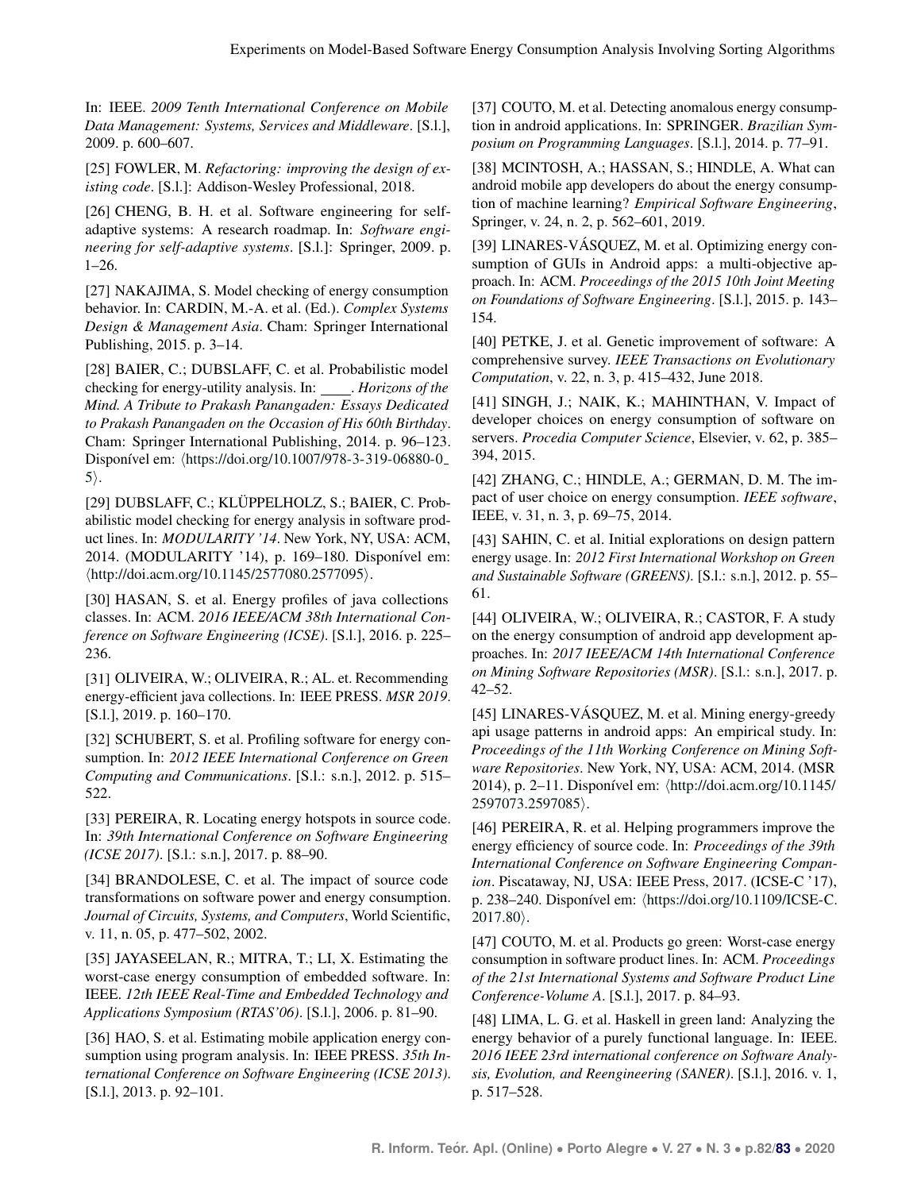In: IEEE. *2009 Tenth International Conference on Mobile Data Management: Systems, Services and Middleware*. [S.l.], 2009. p. 600–607.

[25] FOWLER, M. *Refactoring: improving the design of existing code*. [S.l.]: Addison-Wesley Professional, 2018.

[26] CHENG, B. H. et al. Software engineering for self-adaptive systems: A research roadmap. In: *Software engineering for self-adaptive systems*. [S.l.]: Springer, 2009. p. 1–26.

[27] NAKAJIMA, S. Model checking of energy consumption behavior. In: CARDIN, M.-A. et al. (Ed.). *Complex Systems Design & Management Asia*. Cham: Springer International Publishing, 2015. p. 3–14.

[28] BAIER, C.; DUBSLAFF, C. et al. Probabilistic model checking for energy-utility analysis. In: \_\_\_\_. *Horizons of the Mind. A Tribute to Prakash Panangaden: Essays Dedicated to Prakash Panangaden on the Occasion of His 60th Birthday*. Cham: Springer International Publishing, 2014. p. 96–123. Disponível em: ⟨https://doi.org/10.1007/978-3-319-06880-0_5⟩.

[29] DUBSLAFF, C.; KLÜPPELHOLZ, S.; BAIER, C. Probabilistic model checking for energy analysis in software product lines. In: *MODULARITY '14*. New York, NY, USA: ACM, 2014. (MODULARITY '14), p. 169–180. Disponível em: ⟨http://doi.acm.org/10.1145/2577080.2577095⟩.

[30] HASAN, S. et al. Energy profiles of java collections classes. In: ACM. *2016 IEEE/ACM 38th International Conference on Software Engineering (ICSE)*. [S.l.], 2016. p. 225–236.

[31] OLIVEIRA, W.; OLIVEIRA, R.; AL. et. Recommending energy-efficient java collections. In: IEEE PRESS. *MSR 2019*. [S.l.], 2019. p. 160–170.

[32] SCHUBERT, S. et al. Profiling software for energy consumption. In: *2012 IEEE International Conference on Green Computing and Communications*. [S.l.: s.n.], 2012. p. 515–522.

[33] PEREIRA, R. Locating energy hotspots in source code. In: *39th International Conference on Software Engineering (ICSE 2017)*. [S.l.: s.n.], 2017. p. 88–90.

[34] BRANDOLESE, C. et al. The impact of source code transformations on software power and energy consumption. *Journal of Circuits, Systems, and Computers*, World Scientific, v. 11, n. 05, p. 477–502, 2002.

[35] JAYASEELAN, R.; MITRA, T.; LI, X. Estimating the worst-case energy consumption of embedded software. In: IEEE. *12th IEEE Real-Time and Embedded Technology and Applications Symposium (RTAS'06)*. [S.l.], 2006. p. 81–90.

[36] HAO, S. et al. Estimating mobile application energy consumption using program analysis. In: IEEE PRESS. *35th International Conference on Software Engineering (ICSE 2013)*. [S.l.], 2013. p. 92–101.

[37] COUTO, M. et al. Detecting anomalous energy consumption in android applications. In: SPRINGER. *Brazilian Symposium on Programming Languages*. [S.l.], 2014. p. 77–91.

[38] MCINTOSH, A.; HASSAN, S.; HINDLE, A. What can android mobile app developers do about the energy consumption of machine learning? *Empirical Software Engineering*, Springer, v. 24, n. 2, p. 562–601, 2019.

[39] LINARES-VÁSQUEZ, M. et al. Optimizing energy consumption of GUIs in Android apps: a multi-objective approach. In: ACM. *Proceedings of the 2015 10th Joint Meeting on Foundations of Software Engineering*. [S.l.], 2015. p. 143–154.

[40] PETKE, J. et al. Genetic improvement of software: A comprehensive survey. *IEEE Transactions on Evolutionary Computation*, v. 22, n. 3, p. 415–432, June 2018.

[41] SINGH, J.; NAIK, K.; MAHINTHAN, V. Impact of developer choices on energy consumption of software on servers. *Procedia Computer Science*, Elsevier, v. 62, p. 385–394, 2015.

[42] ZHANG, C.; HINDLE, A.; GERMAN, D. M. The impact of user choice on energy consumption. *IEEE software*, IEEE, v. 31, n. 3, p. 69–75, 2014.

[43] SAHIN, C. et al. Initial explorations on design pattern energy usage. In: *2012 First International Workshop on Green and Sustainable Software (GREENS)*. [S.l.: s.n.], 2012. p. 55–61.

[44] OLIVEIRA, W.; OLIVEIRA, R.; CASTOR, F. A study on the energy consumption of android app development approaches. In: *2017 IEEE/ACM 14th International Conference on Mining Software Repositories (MSR)*. [S.l.: s.n.], 2017. p. 42–52.

[45] LINARES-VÁSQUEZ, M. et al. Mining energy-greedy api usage patterns in android apps: An empirical study. In: *Proceedings of the 11th Working Conference on Mining Software Repositories*. New York, NY, USA: ACM, 2014. (MSR 2014), p. 2–11. Disponível em: ⟨http://doi.acm.org/10.1145/2597073.2597085⟩.

[46] PEREIRA, R. et al. Helping programmers improve the energy efficiency of source code. In: *Proceedings of the 39th International Conference on Software Engineering Companion*. Piscataway, NJ, USA: IEEE Press, 2017. (ICSE-C '17), p. 238–240. Disponível em: ⟨https://doi.org/10.1109/ICSE-C.2017.80⟩.

[47] COUTO, M. et al. Products go green: Worst-case energy consumption in software product lines. In: ACM. *Proceedings of the 21st International Systems and Software Product Line Conference-Volume A*. [S.l.], 2017. p. 84–93.

[48] LIMA, L. G. et al. Haskell in green land: Analyzing the energy behavior of a purely functional language. In: IEEE. *2016 IEEE 23rd international conference on Software Analysis, Evolution, and Reengineering (SANER)*. [S.l.], 2016. v. 1, p. 517–528.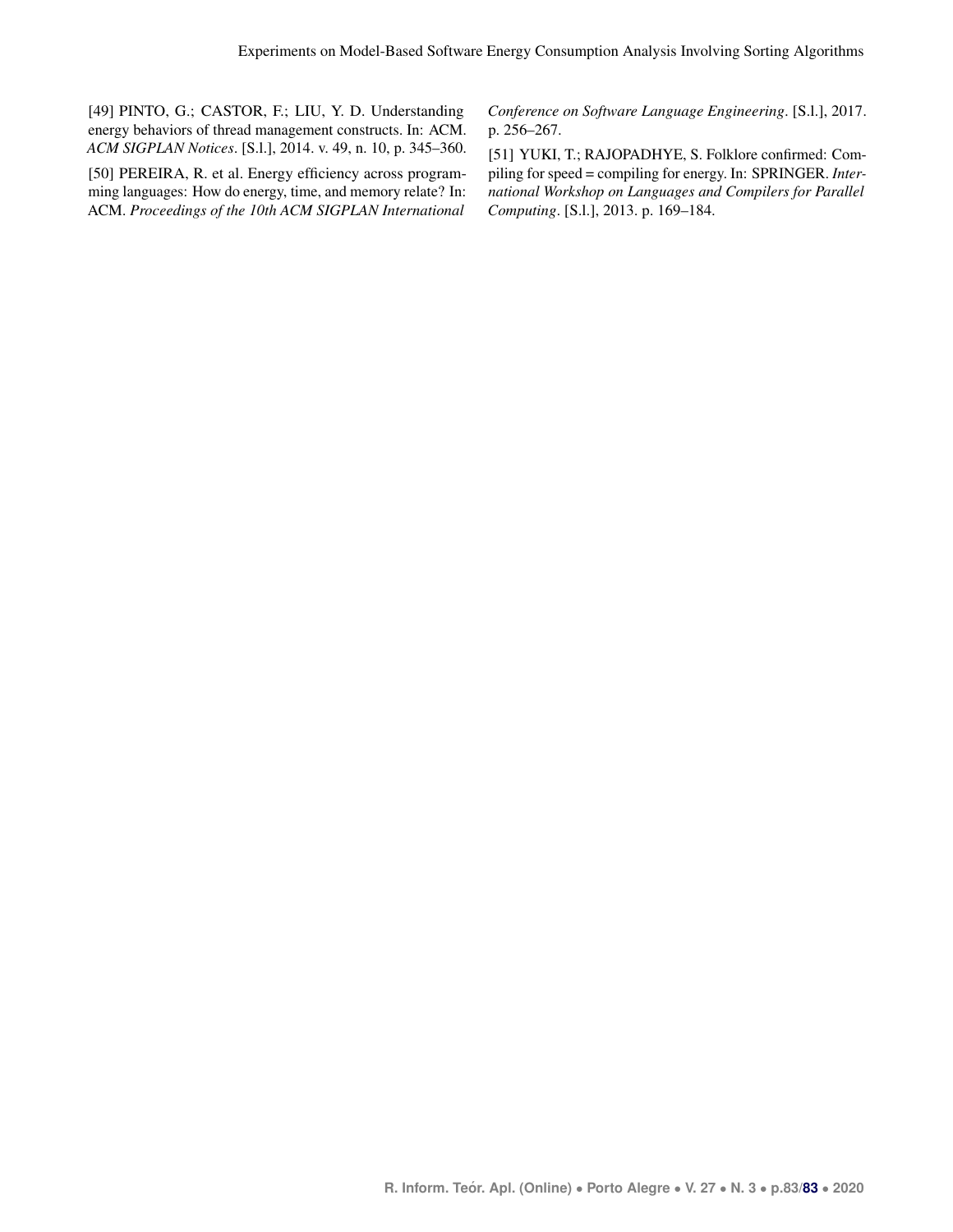[49] PINTO, G.; CASTOR, F.; LIU, Y. D. Understanding energy behaviors of thread management constructs. In: ACM. *ACM SIGPLAN Notices*. [S.l.], 2014. v. 49, n. 10, p. 345–360.

[50] PEREIRA, R. et al. Energy efficiency across programming languages: How do energy, time, and memory relate? In: ACM. *Proceedings of the 10th ACM SIGPLAN International Conference on Software Language Engineering*. [S.l.], 2017. p. 256–267.

[51] YUKI, T.; RAJOPADHYE, S. Folklore confirmed: Compiling for speed = compiling for energy. In: SPRINGER. *International Workshop on Languages and Compilers for Parallel Computing*. [S.l.], 2013. p. 169–184.